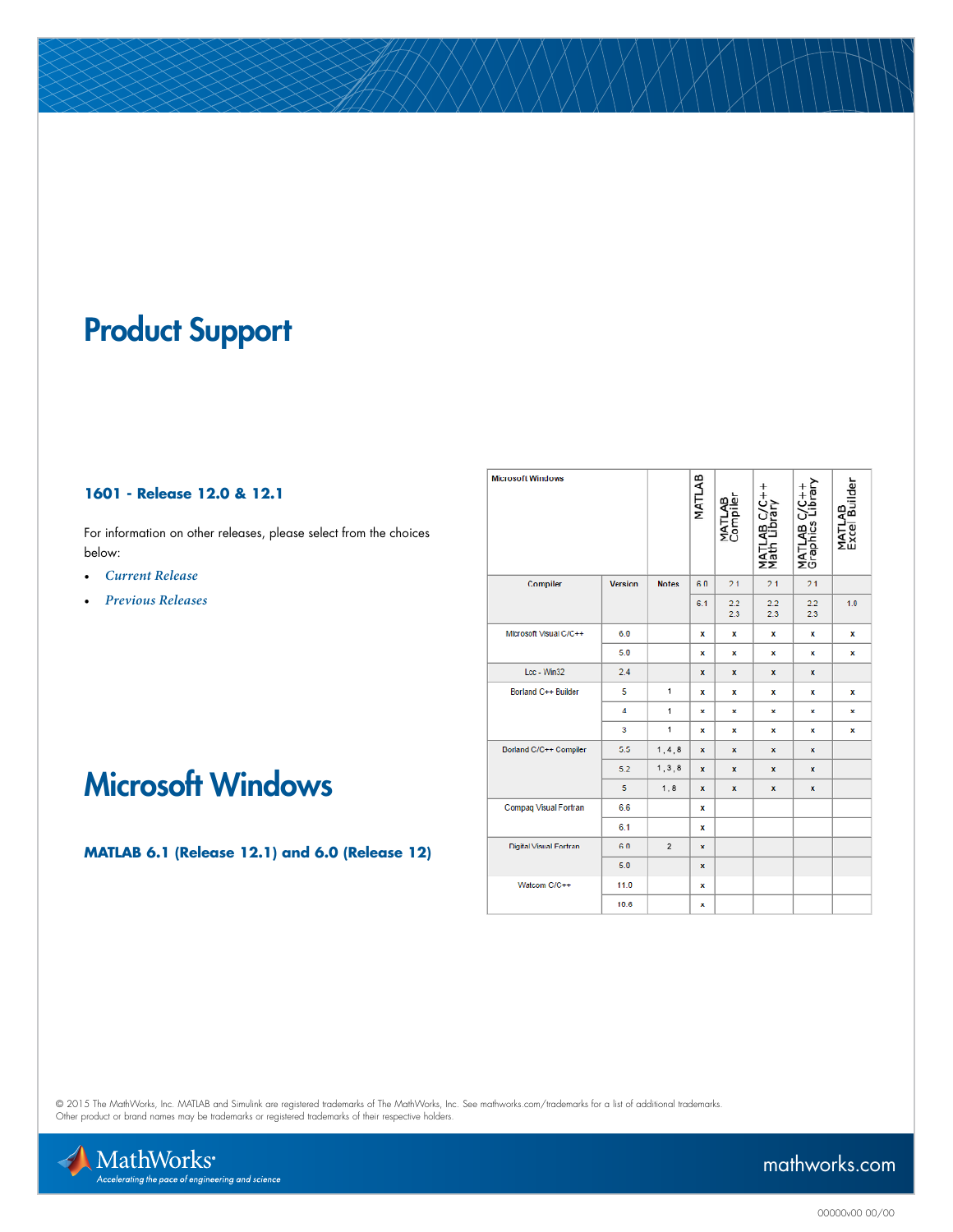# Product Support

### 1601 - Release 12.0 & 12.1

For information on other releases, please select from the choices below:

- *Current Release*
- *Previous Releases*

# Microsoft Windows

### MATLAB 6.1 (Release 12.1) and 6.0 (Release 12)

| Microsoft Windows | | | MATLAB | MATLAB Compiler | MATLAB C/C++ Math Library | MATLAB C/C++ Graphics Library | MATLAB Excel Builder |
|---|---|---|---|---|---|---|---|
| Compiler | Version | Notes | 6.0 | 2.1 | 2.1 | 2.1 | |
| | | | 6.1 | 2.2<br>2.3 | 2.2<br>2.3 | 2.2<br>2.3 | 1.0 |
| Microsoft Visual C/C++ | 6.0 | | x | x | x | x | x |
| | 5.0 | | x | x | x | x | x |
| Lcc - Win32 | 2.4 | | x | x | x | x | |
| Borland C++ Builder | 5 | 1 | x | x | x | x | x |
| | 4 | 1 | x | x | x | x | x |
| | 3 | 1 | x | x | x | x | x |
| Borland C/C++ Compiler | 5.5 | 1, 4, 8 | x | x | x | x | |
| | 5.2 | 1, 3, 8 | x | x | x | x | |
| | 5 | 1, 8 | x | x | x | x | |
| Compaq Visual Fortran | 6.6 | | x | | | | |
| | 6.1 | | x | | | | |
| Digital Visual Fortran | 6.0 | 2 | x | | | | |
| | 5.0 | | x | | | | |
| Watcom C/C++ | 11.0 | | x | | | | |
| | 10.6 | | x | | | | |

© 2015 The MathWorks, Inc. MATLAB and Simulink are registered trademarks of The MathWorks, Inc. See mathworks.com/trademarks for a list of additional trademarks. Other product or brand names may be trademarks or registered trademarks of their respective holders.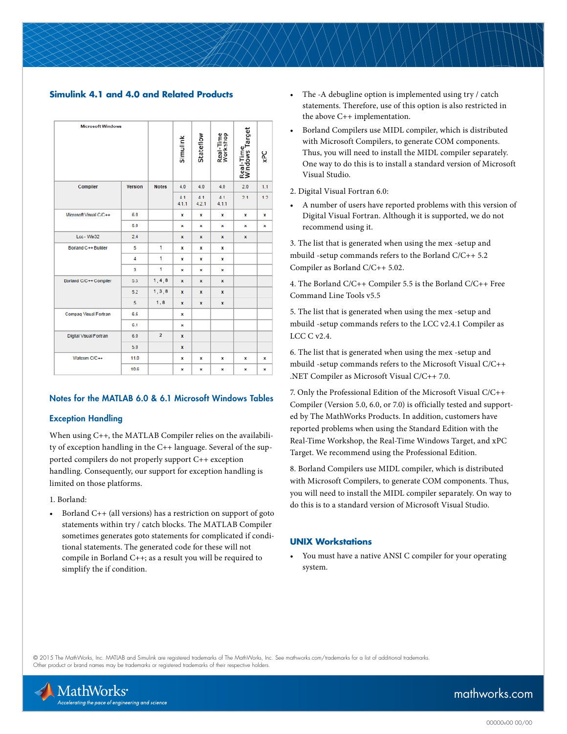## Simulink 4.1 and 4.0 and Related Products

| Microsoft Windows | | | Simulink | Stateflow | Real-Time Workshop | Real-Time Windows Target | xPC |
|---|---|---|---|---|---|---|---|
| Compiler | Version | Notes | 4.0 | 4.0 | 4.0 | 2.0 | 1.1 |
| | | | 4.1 4.1.1 | 4.1 4.2.1 | 4.1 4.1.1 | 2.1 | 1.2 |
| Microsoft Visual C/C++ | 6.0 | | x | x | x | x | x |
| | 5.0 | | x | x | x | x | x |
| Lcc - Win32 | 2.4 | | x | x | x | x | |
| Borland C++ Builder | 5 | 1 | x | x | x | | |
| | 4 | 1 | x | x | x | | |
| | 3 | 1 | x | x | x | | |
| Borland C/C++ Compiler | 5.5 | 1, 4, 8 | x | x | x | | |
| | 5.2 | 1, 3, 8 | x | x | x | | |
| | 5 | 1, 8 | x | x | x | | |
| Compaq Visual Fortran | 6.6 | | x | | | | |
| | 6.1 | | x | | | | |
| Digital Visual Fortran | 6.0 | 2 | x | | | | |
| | 5.0 | | x | | | | |
| Watcom C/C++ | 11.0 | | x | x | x | x | x |
| | 10.6 | | x | x | x | x | x |

## Notes for the MATLAB 6.0 & 6.1 Microsoft Windows Tables

### Exception Handling

When using C++, the MATLAB Compiler relies on the availability of exception handling in the C++ language. Several of the sup-ported compilers do not properly support C++ exception handling. Consequently, our support for exception handling is limited on those platforms.

1. Borland:

- Borland C++ (all versions) has a restriction on support of goto statements within try / catch blocks. The MATLAB Compiler sometimes generates goto statements for complicated if conditional statements. The generated code for these will not compile in Borland C++; as a result you will be required to simplify the if condition.
- The -A debugline option is implemented using try / catch statements. Therefore, use of this option is also restricted in the above C++ implementation.
- Borland Compilers use MIDL compiler, which is distributed with Microsoft Compilers, to generate COM components. Thus, you will need to install the MIDL compiler separately. One way to do this is to install a standard version of Microsoft Visual Studio.

2. Digital Visual Fortran 6.0:

- A number of users have reported problems with this version of Digital Visual Fortran. Although it is supported, we do not recommend using it.

3. The list that is generated when using the mex -setup and mbuild -setup commands refers to the Borland C/C++ 5.2 Compiler as Borland C/C++ 5.02.

4. The Borland C/C++ Compiler 5.5 is the Borland C/C++ Free Command Line Tools v5.5

5. The list that is generated when using the mex -setup and mbuild -setup commands refers to the LCC v2.4.1 Compiler as LCC C v2.4.

6. The list that is generated when using the mex -setup and mbuild -setup commands refers to the Microsoft Visual C/C++ .NET Compiler as Microsoft Visual C/C++ 7.0.

7. Only the Professional Edition of the Microsoft Visual C/C++ Compiler (Version 5.0, 6.0, or 7.0) is officially tested and supported by The MathWorks Products. In addition, customers have reported problems when using the Standard Edition with the Real-Time Workshop, the Real-Time Windows Target, and xPC Target. We recommend using the Professional Edition.

8. Borland Compilers use MIDL compiler, which is distributed with Microsoft Compilers, to generate COM components. Thus, you will need to install the MIDL compiler separately. On way to do this is to a standard version of Microsoft Visual Studio.

## UNIX Workstations

- You must have a native ANSI C compiler for your operating system.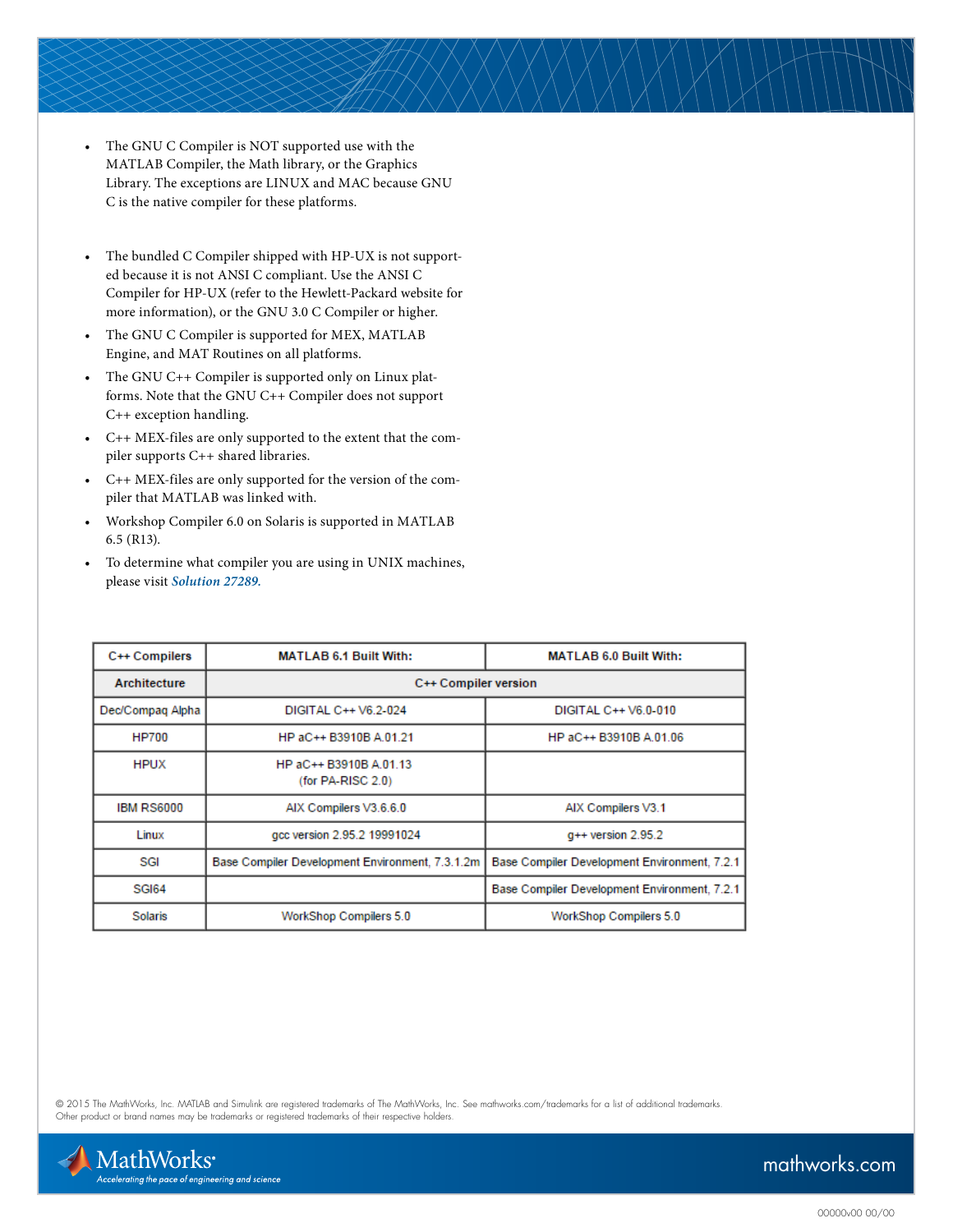- The GNU C Compiler is NOT supported use with the MATLAB Compiler, the Math library, or the Graphics Library. The exceptions are LINUX and MAC because GNU C is the native compiler for these platforms.

- The bundled C Compiler shipped with HP-UX is not supported because it is not ANSI C compliant. Use the ANSI C Compiler for HP-UX (refer to the Hewlett-Packard website for more information), or the GNU 3.0 C Compiler or higher.
- The GNU C Compiler is supported for MEX, MATLAB Engine, and MAT Routines on all platforms.
- The GNU C++ Compiler is supported only on Linux platforms. Note that the GNU C++ Compiler does not support C++ exception handling.
- C++ MEX-files are only supported to the extent that the compiler supports C++ shared libraries.
- C++ MEX-files are only supported for the version of the compiler that MATLAB was linked with.
- Workshop Compiler 6.0 on Solaris is supported in MATLAB 6.5 (R13).
- To determine what compiler you are using in UNIX machines, please visit ***Solution 27289***.

| C++ Compilers | MATLAB 6.1 Built With: | MATLAB 6.0 Built With: |
|---|---|---|
| **Architecture** | **C++ Compiler version** | |
| Dec/Compaq Alpha | DIGITAL C++ V6.2-024 | DIGITAL C++ V6.0-010 |
| HP700 | HP aC++ B3910B A.01.21 | HP aC++ B3910B A.01.06 |
| HPUX | HP aC++ B3910B A.01.13 (for PA-RISC 2.0) | |
| IBM RS6000 | AIX Compilers V3.6.6.0 | AIX Compilers V3.1 |
| Linux | gcc version 2.95.2 19991024 | g++ version 2.95.2 |
| SGI | Base Compiler Development Environment, 7.3.1.2m | Base Compiler Development Environment, 7.2.1 |
| SGI64 | | Base Compiler Development Environment, 7.2.1 |
| Solaris | WorkShop Compilers 5.0 | WorkShop Compilers 5.0 |

© 2015 The MathWorks, Inc. MATLAB and Simulink are registered trademarks of The MathWorks, Inc. See mathworks.com/trademarks for a list of additional trademarks. Other product or brand names may be trademarks or registered trademarks of their respective holders.